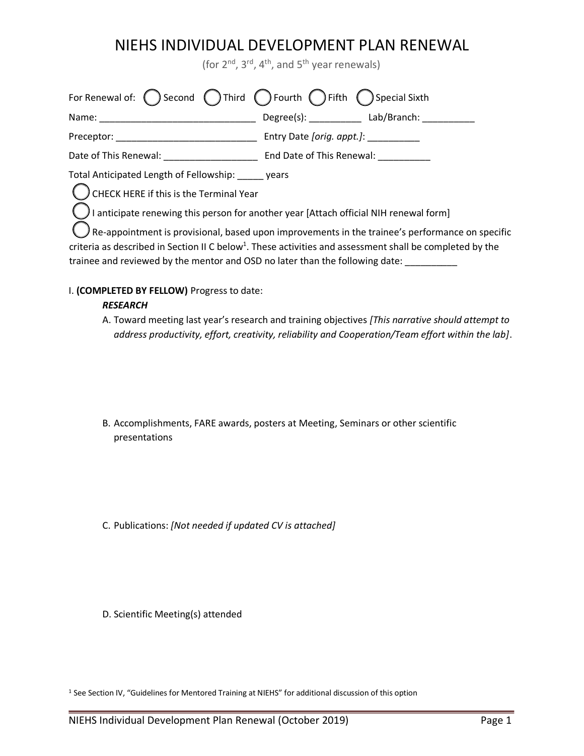# NIEHS INDIVIDUAL DEVELOPMENT PLAN RENEWAL

(for 2nd, 3rd, 4th, and 5th year renewals)

For Renewal of: ◯ Second ◯ Third ◯ Fourth ◯ Fifth ◯ Special Sixth

Name: ______________________________ Degree(s): __________ Lab/Branch: __________

Preceptor: ___________________________ Entry Date *[orig. appt.]*: __________

Date of This Renewal: __________________ End Date of This Renewal: __________

Total Anticipated Length of Fellowship: _____ years

◯ CHECK HERE if this is the Terminal Year

◯ I anticipate renewing this person for another year [Attach official NIH renewal form]

◯ Re-appointment is provisional, based upon improvements in the trainee's performance on specific criteria as described in Section II C below[1]. These activities and assessment shall be completed by the trainee and reviewed by the mentor and OSD no later than the following date: __________

I. **(COMPLETED BY FELLOW)** Progress to date:

***RESEARCH***

A. Toward meeting last year's research and training objectives *[This narrative should attempt to address productivity, effort, creativity, reliability and Cooperation/Team effort within the lab]*.

B. Accomplishments, FARE awards, posters at Meeting, Seminars or other scientific presentations

C. Publications: *[Not needed if updated CV is attached]*

D. Scientific Meeting(s) attended

[1] See Section IV, "Guidelines for Mentored Training at NIEHS" for additional discussion of this option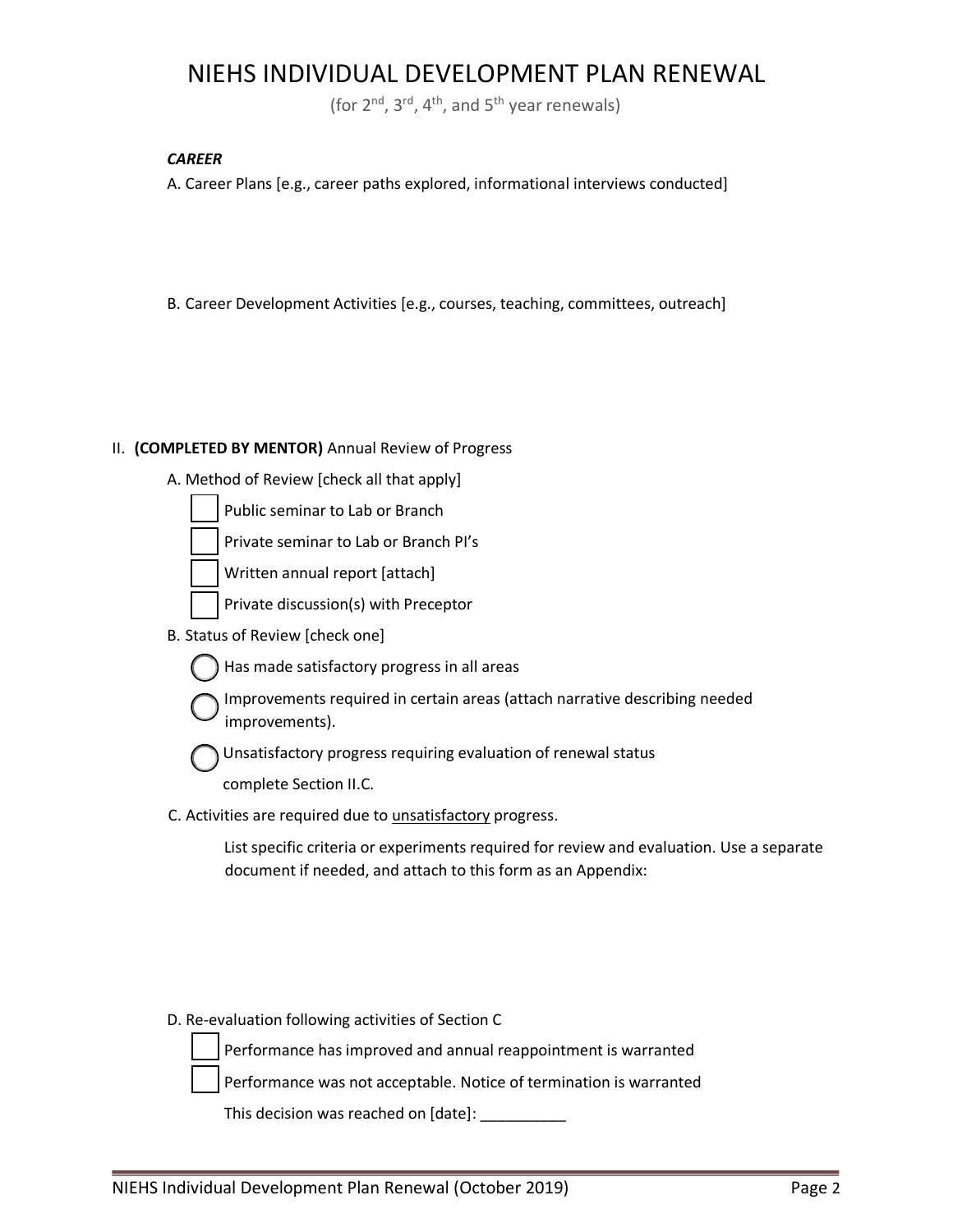# NIEHS INDIVIDUAL DEVELOPMENT PLAN RENEWAL

(for 2nd, 3rd, 4th, and 5th year renewals)

***CAREER***

A. Career Plans [e.g., career paths explored, informational interviews conducted]

B. Career Development Activities [e.g., courses, teaching, committees, outreach]

II. **(COMPLETED BY MENTOR)** Annual Review of Progress

A. Method of Review [check all that apply]

- [ ] Public seminar to Lab or Branch
- [ ] Private seminar to Lab or Branch PI's
- [ ] Written annual report [attach]
- [ ] Private discussion(s) with Preceptor

B. Status of Review [check one]

- ◯ Has made satisfactory progress in all areas
- ◯ Improvements required in certain areas (attach narrative describing needed improvements).
- ◯ Unsatisfactory progress requiring evaluation of renewal status complete Section II.C.

C. Activities are required due to <u>unsatisfactory</u> progress.

List specific criteria or experiments required for review and evaluation. Use a separate document if needed, and attach to this form as an Appendix:

D. Re-evaluation following activities of Section C

- [ ] Performance has improved and annual reappointment is warranted
- [ ] Performance was not acceptable. Notice of termination is warranted

This decision was reached on [date]: __________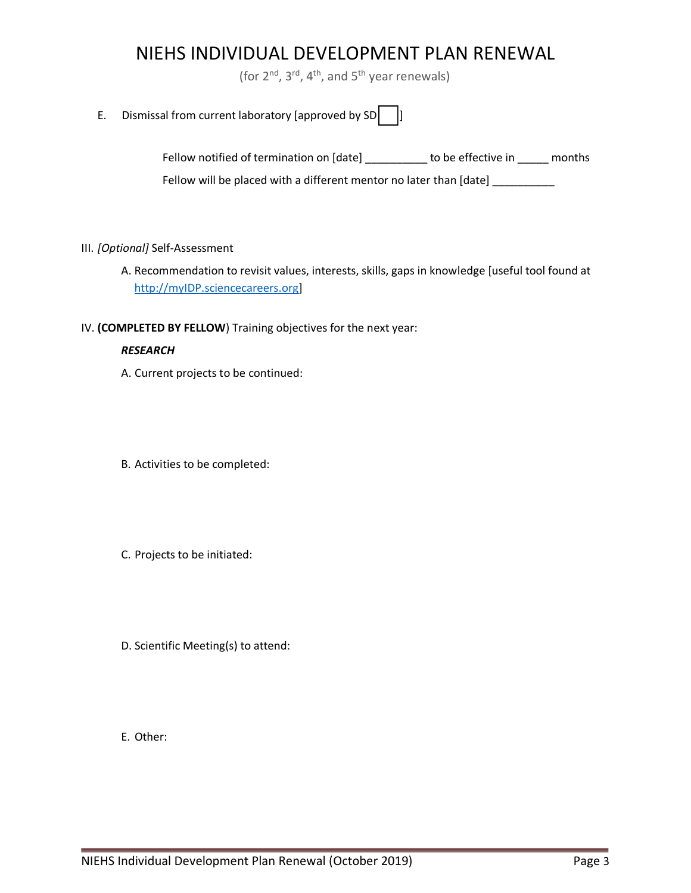# NIEHS INDIVIDUAL DEVELOPMENT PLAN RENEWAL

(for 2nd, 3rd, 4th, and 5th year renewals)

E. Dismissal from current laboratory [approved by SD ☐]

Fellow notified of termination on [date] __________ to be effective in _____ months

Fellow will be placed with a different mentor no later than [date] __________

III. *[Optional]* Self-Assessment

A. Recommendation to revisit values, interests, skills, gaps in knowledge [useful tool found at http://myIDP.sciencecareers.org]

IV. (**COMPLETED BY FELLOW**) Training objectives for the next year:

***RESEARCH***

A. Current projects to be continued:

B. Activities to be completed:

C. Projects to be initiated:

D. Scientific Meeting(s) to attend:

E. Other: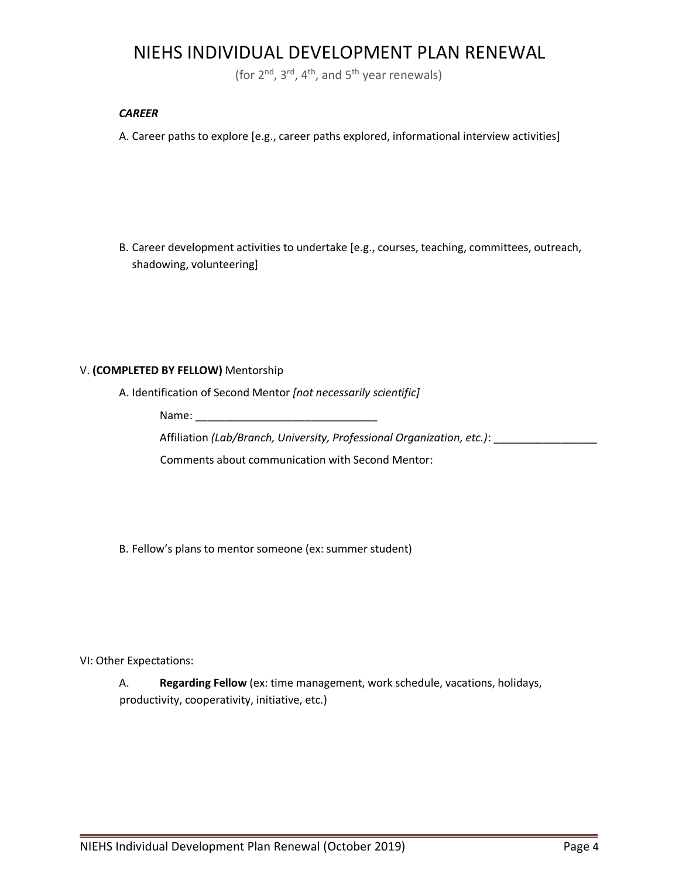# NIEHS INDIVIDUAL DEVELOPMENT PLAN RENEWAL

(for 2nd, 3rd, 4th, and 5th year renewals)

***CAREER***

A. Career paths to explore [e.g., career paths explored, informational interview activities]

B. Career development activities to undertake [e.g., courses, teaching, committees, outreach, shadowing, volunteering]

V. **(COMPLETED BY FELLOW)** Mentorship

A. Identification of Second Mentor *[not necessarily scientific]*

Name: ______________________________

Affiliation *(Lab/Branch, University, Professional Organization, etc.)*: _________________

Comments about communication with Second Mentor:

B. Fellow's plans to mentor someone (ex: summer student)

VI: Other Expectations:

A. **Regarding Fellow** (ex: time management, work schedule, vacations, holidays, productivity, cooperativity, initiative, etc.)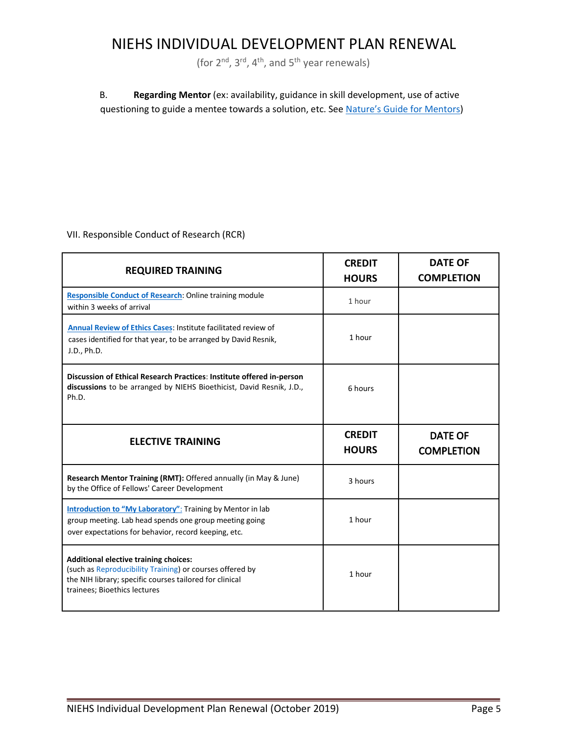# NIEHS INDIVIDUAL DEVELOPMENT PLAN RENEWAL

(for 2nd, 3rd, 4th, and 5th year renewals)

B. **Regarding Mentor** (ex: availability, guidance in skill development, use of active questioning to guide a mentee towards a solution, etc. See Nature's Guide for Mentors)

VII. Responsible Conduct of Research (RCR)

| REQUIRED TRAINING | CREDIT HOURS | DATE OF COMPLETION |
|---|---|---|
| **Responsible Conduct of Research**: Online training module within 3 weeks of arrival | 1 hour | |
| **Annual Review of Ethics Cases**: Institute facilitated review of cases identified for that year, to be arranged by David Resnik, J.D., Ph.D. | 1 hour | |
| **Discussion of Ethical Research Practices**: **Institute offered in-person discussions** to be arranged by NIEHS Bioethicist, David Resnik, J.D., Ph.D. | 6 hours | |
| **ELECTIVE TRAINING** | **CREDIT HOURS** | **DATE OF COMPLETION** |
| **Research Mentor Training (RMT):** Offered annually (in May & June) by the Office of Fellows' Career Development | 3 hours | |
| **Introduction to "My Laboratory"**: Training by Mentor in lab group meeting. Lab head spends one group meeting going over expectations for behavior, record keeping, etc. | 1 hour | |
| **Additional elective training choices:** (such as Reproducibility Training) or courses offered by the NIH library; specific courses tailored for clinical trainees; Bioethics lectures | 1 hour | |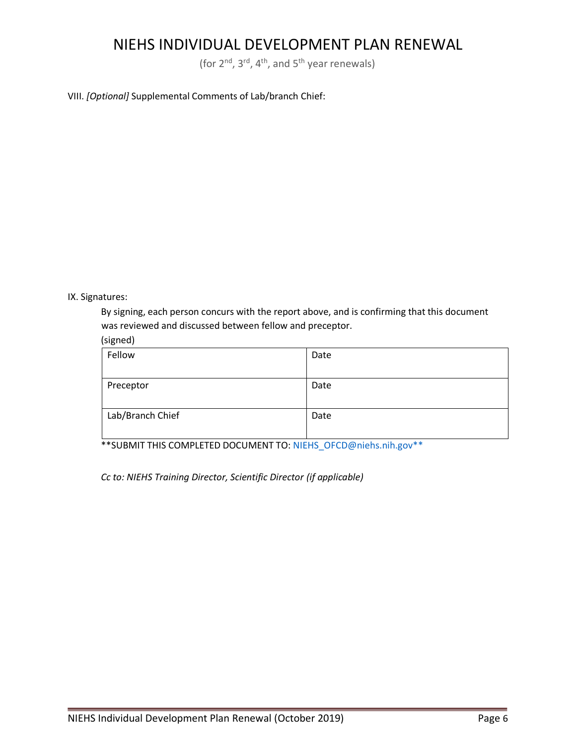# NIEHS INDIVIDUAL DEVELOPMENT PLAN RENEWAL

(for 2nd, 3rd, 4th, and 5th year renewals)

VIII. *[Optional]* Supplemental Comments of Lab/branch Chief:

IX. Signatures:

By signing, each person concurs with the report above, and is confirming that this document was reviewed and discussed between fellow and preceptor.

(signed)

| | |
|---|---|
| Fellow | Date |
| Preceptor | Date |
| Lab/Branch Chief | Date |

**SUBMIT THIS COMPLETED DOCUMENT TO: NIEHS_OFCD@niehs.nih.gov**

*Cc to: NIEHS Training Director, Scientific Director (if applicable)*